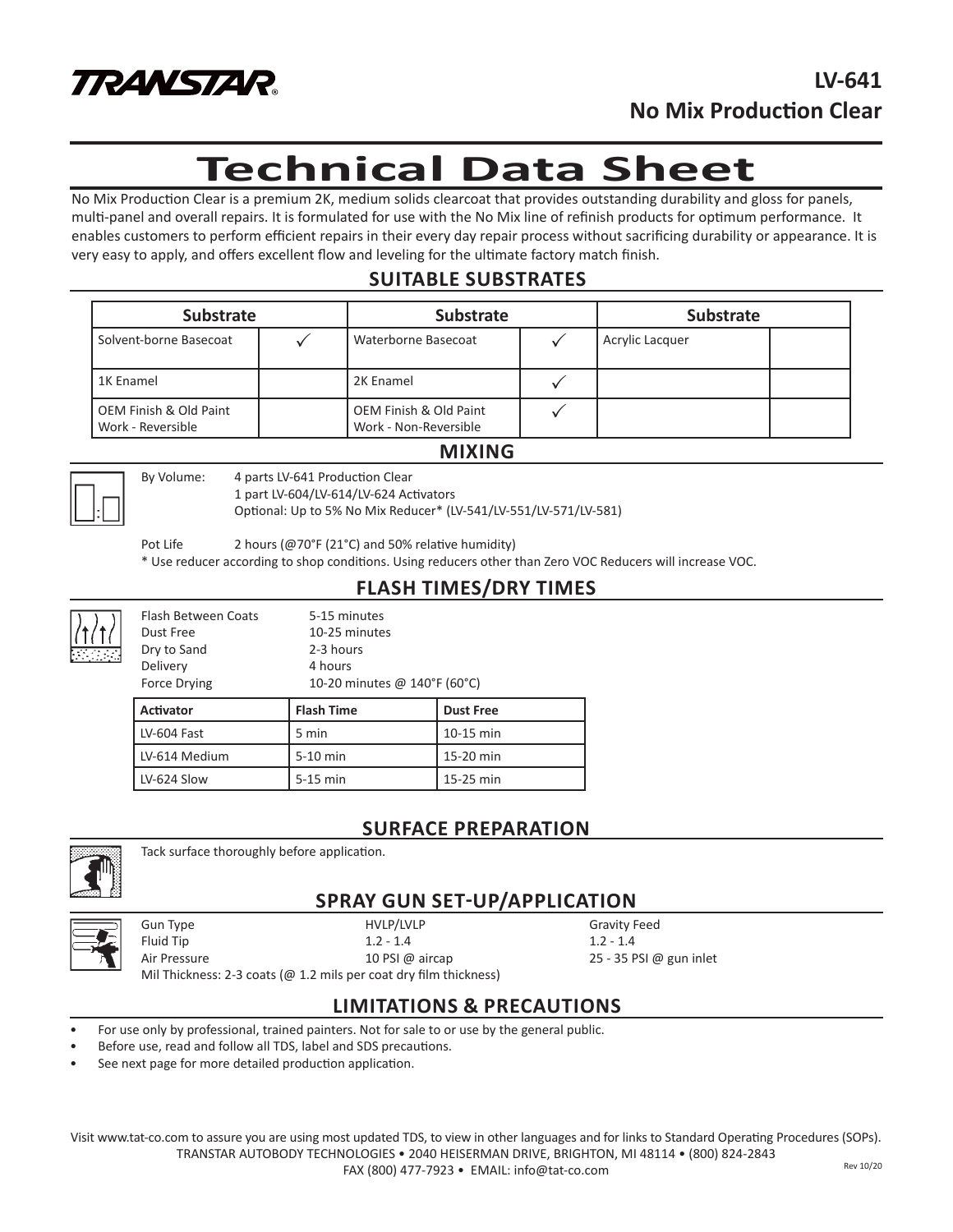**TRANSTAR®**

**LV-641**
**No Mix Production Clear**

# Technical Data Sheet

No Mix Production Clear is a premium 2K, medium solids clearcoat that provides outstanding durability and gloss for panels, multi-panel and overall repairs. It is formulated for use with the No Mix line of refinish products for optimum performance. It enables customers to perform efficient repairs in their every day repair process without sacrificing durability or appearance. It is very easy to apply, and offers excellent flow and leveling for the ultimate factory match finish.

## SUITABLE SUBSTRATES

| Substrate | | Substrate | | Substrate | |
|---|---|---|---|---|---|
| Solvent-borne Basecoat | ✓ | Waterborne Basecoat | ✓ | Acrylic Lacquer | |
| 1K Enamel | | 2K Enamel | ✓ | | |
| OEM Finish & Old Paint Work - Reversible | | OEM Finish & Old Paint Work - Non-Reversible | ✓ | | |

## MIXING

By Volume: 4 parts LV-641 Production Clear
1 part LV-604/LV-614/LV-624 Activators
Optional: Up to 5% No Mix Reducer* (LV-541/LV-551/LV-571/LV-581)

Pot Life 2 hours (@70°F (21°C) and 50% relative humidity)

\* Use reducer according to shop conditions. Using reducers other than Zero VOC Reducers will increase VOC.

## FLASH TIMES/DRY TIMES

| | |
|---|---|
| Flash Between Coats | 5-15 minutes |
| Dust Free | 10-25 minutes |
| Dry to Sand | 2-3 hours |
| Delivery | 4 hours |
| Force Drying | 10-20 minutes @ 140°F (60°C) |

| Activator | Flash Time | Dust Free |
|---|---|---|
| LV-604 Fast | 5 min | 10-15 min |
| LV-614 Medium | 5-10 min | 15-20 min |
| LV-624 Slow | 5-15 min | 15-25 min |

## SURFACE PREPARATION

Tack surface thoroughly before application.

## SPRAY GUN SET-UP/APPLICATION

| | | |
|---|---|---|
| Gun Type | HVLP/LVLP | Gravity Feed |
| Fluid Tip | 1.2 - 1.4 | 1.2 - 1.4 |
| Air Pressure | 10 PSI @ aircap | 25 - 35 PSI @ gun inlet |

Mil Thickness: 2-3 coats (@ 1.2 mils per coat dry film thickness)

## LIMITATIONS & PRECAUTIONS

- For use only by professional, trained painters. Not for sale to or use by the general public.
- Before use, read and follow all TDS, label and SDS precautions.
- See next page for more detailed production application.

Visit www.tat-co.com to assure you are using most updated TDS, to view in other languages and for links to Standard Operating Procedures (SOPs).
TRANSTAR AUTOBODY TECHNOLOGIES • 2040 HEISERMAN DRIVE, BRIGHTON, MI 48114 • (800) 824-2843
FAX (800) 477-7923 • EMAIL: info@tat-co.com

Rev 10/20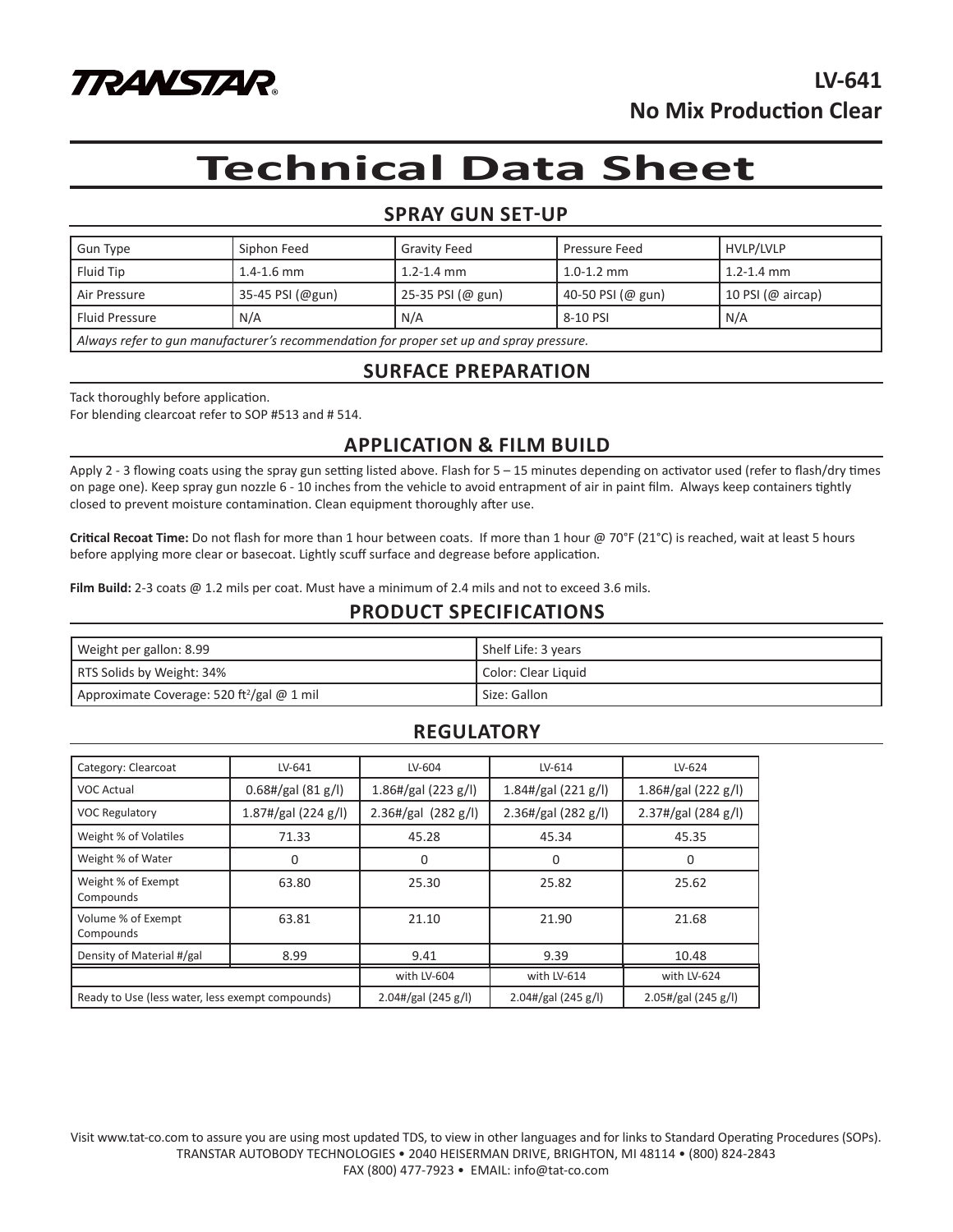# TRANSTAR

**LV-641**
**No Mix Production Clear**

# Technical Data Sheet

## SPRAY GUN SET-UP

| Gun Type | Siphon Feed | Gravity Feed | Pressure Feed | HVLP/LVLP |
|---|---|---|---|---|
| Fluid Tip | 1.4-1.6 mm | 1.2-1.4 mm | 1.0-1.2 mm | 1.2-1.4 mm |
| Air Pressure | 35-45 PSI (@gun) | 25-35 PSI (@ gun) | 40-50 PSI (@ gun) | 10 PSI (@ aircap) |
| Fluid Pressure | N/A | N/A | 8-10 PSI | N/A |
| *Always refer to gun manufacturer's recommendation for proper set up and spray pressure.* | | | | |

## SURFACE PREPARATION

Tack thoroughly before application.
For blending clearcoat refer to SOP #513 and # 514.

## APPLICATION & FILM BUILD

Apply 2 - 3 flowing coats using the spray gun setting listed above. Flash for 5 – 15 minutes depending on activator used (refer to flash/dry times on page one). Keep spray gun nozzle 6 - 10 inches from the vehicle to avoid entrapment of air in paint film. Always keep containers tightly closed to prevent moisture contamination. Clean equipment thoroughly after use.

**Critical Recoat Time:** Do not flash for more than 1 hour between coats. If more than 1 hour @ 70°F (21°C) is reached, wait at least 5 hours before applying more clear or basecoat. Lightly scuff surface and degrease before application.

**Film Build:** 2-3 coats @ 1.2 mils per coat. Must have a minimum of 2.4 mils and not to exceed 3.6 mils.

## PRODUCT SPECIFICATIONS

| | |
|---|---|
| Weight per gallon: 8.99 | Shelf Life: 3 years |
| RTS Solids by Weight: 34% | Color: Clear Liquid |
| Approximate Coverage: 520 ft²/gal @ 1 mil | Size: Gallon |

## REGULATORY

| Category: Clearcoat | LV-641 | LV-604 | LV-614 | LV-624 |
|---|---|---|---|---|
| VOC Actual | 0.68#/gal (81 g/l) | 1.86#/gal (223 g/l) | 1.84#/gal (221 g/l) | 1.86#/gal (222 g/l) |
| VOC Regulatory | 1.87#/gal (224 g/l) | 2.36#/gal (282 g/l) | 2.36#/gal (282 g/l) | 2.37#/gal (284 g/l) |
| Weight % of Volatiles | 71.33 | 45.28 | 45.34 | 45.35 |
| Weight % of Water | 0 | 0 | 0 | 0 |
| Weight % of Exempt Compounds | 63.80 | 25.30 | 25.82 | 25.62 |
| Volume % of Exempt Compounds | 63.81 | 21.10 | 21.90 | 21.68 |
| Density of Material #/gal | 8.99 | 9.41 | 9.39 | 10.48 |
| | | with LV-604 | with LV-614 | with LV-624 |
| Ready to Use (less water, less exempt compounds) | | 2.04#/gal (245 g/l) | 2.04#/gal (245 g/l) | 2.05#/gal (245 g/l) |

Visit www.tat-co.com to assure you are using most updated TDS, to view in other languages and for links to Standard Operating Procedures (SOPs).
TRANSTAR AUTOBODY TECHNOLOGIES • 2040 HEISERMAN DRIVE, BRIGHTON, MI 48114 • (800) 824-2843
FAX (800) 477-7923 • EMAIL: info@tat-co.com